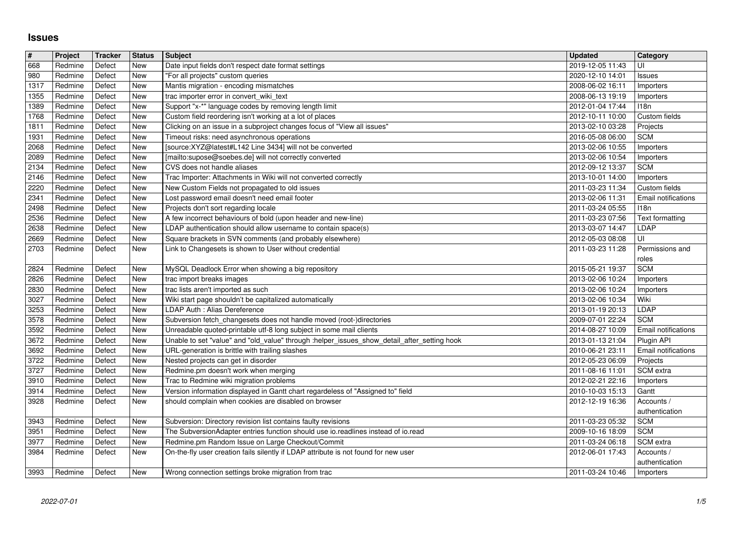# Issues

| # | Project | Tracker | Status | Subject | Updated | Category |
|---|---|---|---|---|---|---|
| 668 | Redmine | Defect | New | Date input fields don't respect date format settings | 2019-12-05 11:43 | UI |
| 980 | Redmine | Defect | New | "For all projects" custom queries | 2020-12-10 14:01 | Issues |
| 1317 | Redmine | Defect | New | Mantis migration - encoding mismatches | 2008-06-02 16:11 | Importers |
| 1355 | Redmine | Defect | New | trac importer error in convert_wiki_text | 2008-06-13 19:19 | Importers |
| 1389 | Redmine | Defect | New | Support "x-*" language codes by removing length limit | 2012-01-04 17:44 | I18n |
| 1768 | Redmine | Defect | New | Custom field reordering isn't working at a lot of places | 2012-10-11 10:00 | Custom fields |
| 1811 | Redmine | Defect | New | Clicking on an issue in a subproject changes focus of "View all issues" | 2013-02-10 03:28 | Projects |
| 1931 | Redmine | Defect | New | Timeout risks: need asynchronous operations | 2016-05-08 06:00 | SCM |
| 2068 | Redmine | Defect | New | [source:XYZ@latest#L142 Line 3434] will not be converted | 2013-02-06 10:55 | Importers |
| 2089 | Redmine | Defect | New | [mailto:supose@soebes.de] will not correctly converted | 2013-02-06 10:54 | Importers |
| 2134 | Redmine | Defect | New | CVS does not handle aliases | 2012-09-12 13:37 | SCM |
| 2146 | Redmine | Defect | New | Trac Importer: Attachments in Wiki will not converted correctly | 2013-10-01 14:00 | Importers |
| 2220 | Redmine | Defect | New | New Custom Fields not propagated to old issues | 2011-03-23 11:34 | Custom fields |
| 2341 | Redmine | Defect | New | Lost password email doesn't need email footer | 2013-02-06 11:31 | Email notifications |
| 2498 | Redmine | Defect | New | Projects don't sort regarding locale | 2011-03-24 05:55 | I18n |
| 2536 | Redmine | Defect | New | A few incorrect behaviours of bold (upon header and new-line) | 2011-03-23 07:56 | Text formatting |
| 2638 | Redmine | Defect | New | LDAP authentication should allow username to contain space(s) | 2013-03-07 14:47 | LDAP |
| 2669 | Redmine | Defect | New | Square brackets in SVN comments (and probably elsewhere) | 2012-05-03 08:08 | UI |
| 2703 | Redmine | Defect | New | Link to Changesets is shown to User without credential | 2011-03-23 11:28 | Permissions and roles |
| 2824 | Redmine | Defect | New | MySQL Deadlock Error when showing a big repository | 2015-05-21 19:37 | SCM |
| 2826 | Redmine | Defect | New | trac import breaks images | 2013-02-06 10:24 | Importers |
| 2830 | Redmine | Defect | New | trac lists aren't imported as such | 2013-02-06 10:24 | Importers |
| 3027 | Redmine | Defect | New | Wiki start page shouldn't be capitalized automatically | 2013-02-06 10:34 | Wiki |
| 3253 | Redmine | Defect | New | LDAP Auth : Alias Dereference | 2013-01-19 20:13 | LDAP |
| 3578 | Redmine | Defect | New | Subversion fetch_changesets does not handle moved (root-)directories | 2009-07-01 22:24 | SCM |
| 3592 | Redmine | Defect | New | Unreadable quoted-printable utf-8 long subject in some mail clients | 2014-08-27 10:09 | Email notifications |
| 3672 | Redmine | Defect | New | Unable to set "value" and "old_value" through :helper_issues_show_detail_after_setting hook | 2013-01-13 21:04 | Plugin API |
| 3692 | Redmine | Defect | New | URL-generation is brittle with trailing slashes | 2010-06-21 23:11 | Email notifications |
| 3722 | Redmine | Defect | New | Nested projects can get in disorder | 2012-05-23 06:09 | Projects |
| 3727 | Redmine | Defect | New | Redmine.pm doesn't work when merging | 2011-08-16 11:01 | SCM extra |
| 3910 | Redmine | Defect | New | Trac to Redmine wiki migration problems | 2012-02-21 22:16 | Importers |
| 3914 | Redmine | Defect | New | Version information displayed in Gantt chart regardeless of "Assigned to" field | 2010-10-03 15:13 | Gantt |
| 3928 | Redmine | Defect | New | should complain when cookies are disabled on browser | 2012-12-19 16:36 | Accounts / authentication |
| 3943 | Redmine | Defect | New | Subversion: Directory revision list contains faulty revisions | 2011-03-23 05:32 | SCM |
| 3951 | Redmine | Defect | New | The SubversionAdapter entries function should use io.readlines instead of io.read | 2009-10-16 18:09 | SCM |
| 3977 | Redmine | Defect | New | Redmine.pm Random Issue on Large Checkout/Commit | 2011-03-24 06:18 | SCM extra |
| 3984 | Redmine | Defect | New | On-the-fly user creation fails silently if LDAP attribute is not found for new user | 2012-06-01 17:43 | Accounts / authentication |
| 3993 | Redmine | Defect | New | Wrong connection settings broke migration from trac | 2011-03-24 10:46 | Importers |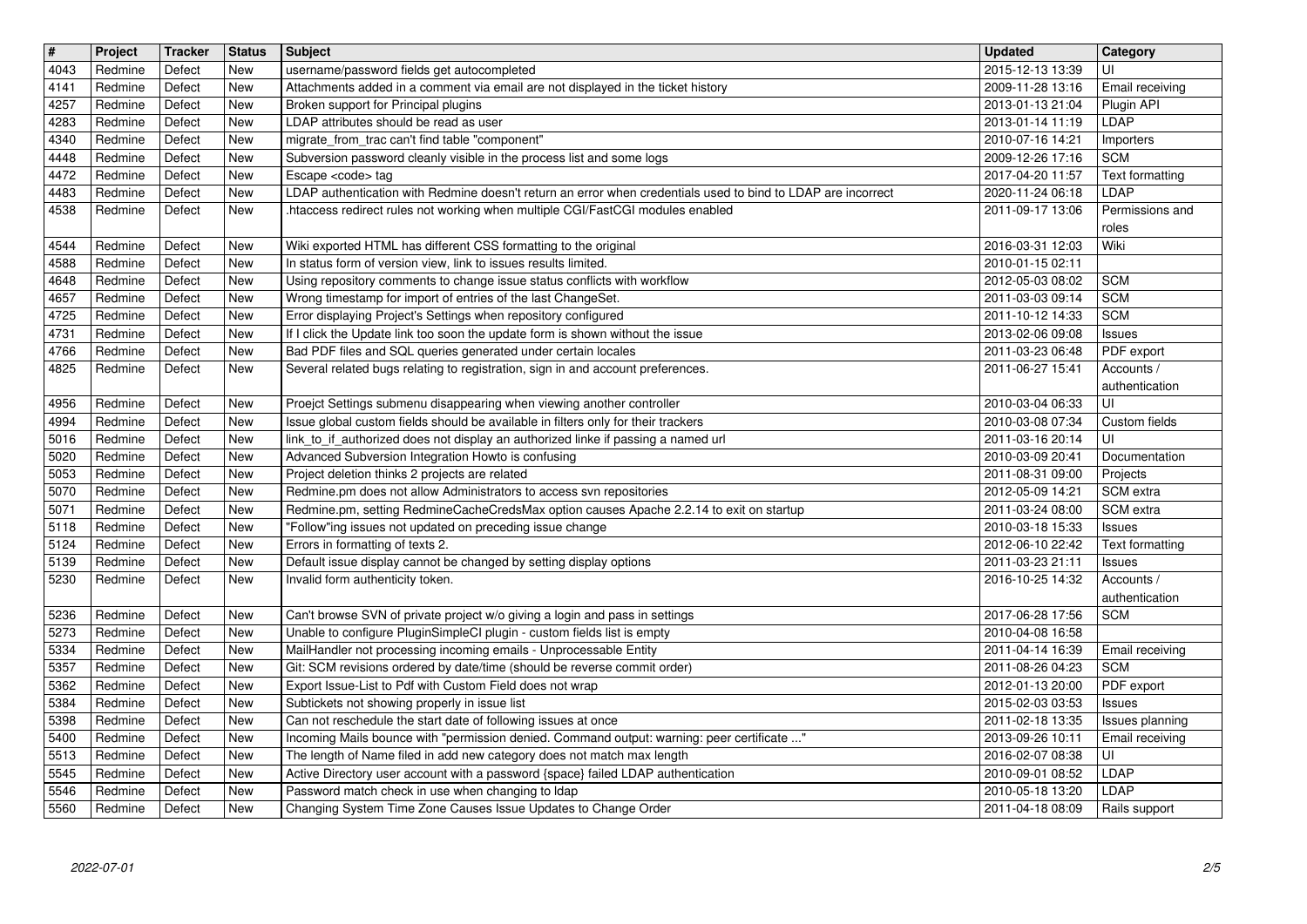| # | Project | Tracker | Status | Subject | Updated | Category |
|---|---|---|---|---|---|---|
| 4043 | Redmine | Defect | New | username/password fields get autocompleted | 2015-12-13 13:39 | UI |
| 4141 | Redmine | Defect | New | Attachments added in a comment via email are not displayed in the ticket history | 2009-11-28 13:16 | Email receiving |
| 4257 | Redmine | Defect | New | Broken support for Principal plugins | 2013-01-13 21:04 | Plugin API |
| 4283 | Redmine | Defect | New | LDAP attributes should be read as user | 2013-01-14 11:19 | LDAP |
| 4340 | Redmine | Defect | New | migrate_from_trac can't find table "component" | 2010-07-16 14:21 | Importers |
| 4448 | Redmine | Defect | New | Subversion password cleanly visible in the process list and some logs | 2009-12-26 17:16 | SCM |
| 4472 | Redmine | Defect | New | Escape <code> tag | 2017-04-20 11:57 | Text formatting |
| 4483 | Redmine | Defect | New | LDAP authentication with Redmine doesn't return an error when credentials used to bind to LDAP are incorrect | 2020-11-24 06:18 | LDAP |
| 4538 | Redmine | Defect | New | .htaccess redirect rules not working when multiple CGI/FastCGI modules enabled | 2011-09-17 13:06 | Permissions and roles |
| 4544 | Redmine | Defect | New | Wiki exported HTML has different CSS formatting to the original | 2016-03-31 12:03 | Wiki |
| 4588 | Redmine | Defect | New | In status form of version view, link to issues results limited. | 2010-01-15 02:11 | |
| 4648 | Redmine | Defect | New | Using repository comments to change issue status conflicts with workflow | 2012-05-03 08:02 | SCM |
| 4657 | Redmine | Defect | New | Wrong timestamp for import of entries of the last ChangeSet. | 2011-03-03 09:14 | SCM |
| 4725 | Redmine | Defect | New | Error displaying Project's Settings when repository configured | 2011-10-12 14:33 | SCM |
| 4731 | Redmine | Defect | New | If I click the Update link too soon the update form is shown without the issue | 2013-02-06 09:08 | Issues |
| 4766 | Redmine | Defect | New | Bad PDF files and SQL queries generated under certain locales | 2011-03-23 06:48 | PDF export |
| 4825 | Redmine | Defect | New | Several related bugs relating to registration, sign in and account preferences. | 2011-06-27 15:41 | Accounts / authentication |
| 4956 | Redmine | Defect | New | Proejct Settings submenu disappearing when viewing another controller | 2010-03-04 06:33 | UI |
| 4994 | Redmine | Defect | New | Issue global custom fields should be available in filters only for their trackers | 2010-03-08 07:34 | Custom fields |
| 5016 | Redmine | Defect | New | link_to_if_authorized does not display an authorized linke if passing a named url | 2011-03-16 20:14 | UI |
| 5020 | Redmine | Defect | New | Advanced Subversion Integration Howto is confusing | 2010-03-09 20:41 | Documentation |
| 5053 | Redmine | Defect | New | Project deletion thinks 2 projects are related | 2011-08-31 09:00 | Projects |
| 5070 | Redmine | Defect | New | Redmine.pm does not allow Administrators to access svn repositories | 2012-05-09 14:21 | SCM extra |
| 5071 | Redmine | Defect | New | Redmine.pm, setting RedmineCacheCredsMax option causes Apache 2.2.14 to exit on startup | 2011-03-24 08:00 | SCM extra |
| 5118 | Redmine | Defect | New | "Follow"ing issues not updated on preceding issue change | 2010-03-18 15:33 | Issues |
| 5124 | Redmine | Defect | New | Errors in formatting of texts 2. | 2012-06-10 22:42 | Text formatting |
| 5139 | Redmine | Defect | New | Default issue display cannot be changed by setting display options | 2011-03-23 21:11 | Issues |
| 5230 | Redmine | Defect | New | Invalid form authenticity token. | 2016-10-25 14:32 | Accounts / authentication |
| 5236 | Redmine | Defect | New | Can't browse SVN of private project w/o giving a login and pass in settings | 2017-06-28 17:56 | SCM |
| 5273 | Redmine | Defect | New | Unable to configure PluginSimpleCI plugin - custom fields list is empty | 2010-04-08 16:58 | |
| 5334 | Redmine | Defect | New | MailHandler not processing incoming emails - Unprocessable Entity | 2011-04-14 16:39 | Email receiving |
| 5357 | Redmine | Defect | New | Git: SCM revisions ordered by date/time (should be reverse commit order) | 2011-08-26 04:23 | SCM |
| 5362 | Redmine | Defect | New | Export Issue-List to Pdf with Custom Field does not wrap | 2012-01-13 20:00 | PDF export |
| 5384 | Redmine | Defect | New | Subtickets not showing properly in issue list | 2015-02-03 03:53 | Issues |
| 5398 | Redmine | Defect | New | Can not reschedule the start date of following issues at once | 2011-02-18 13:35 | Issues planning |
| 5400 | Redmine | Defect | New | Incoming Mails bounce with "permission denied. Command output: warning: peer certificate ..." | 2013-09-26 10:11 | Email receiving |
| 5513 | Redmine | Defect | New | The length of Name filed in add new category does not match max length | 2016-02-07 08:38 | UI |
| 5545 | Redmine | Defect | New | Active Directory user account with a password {space} failed LDAP authentication | 2010-09-01 08:52 | LDAP |
| 5546 | Redmine | Defect | New | Password match check in use when changing to ldap | 2010-05-18 13:20 | LDAP |
| 5560 | Redmine | Defect | New | Changing System Time Zone Causes Issue Updates to Change Order | 2011-04-18 08:09 | Rails support |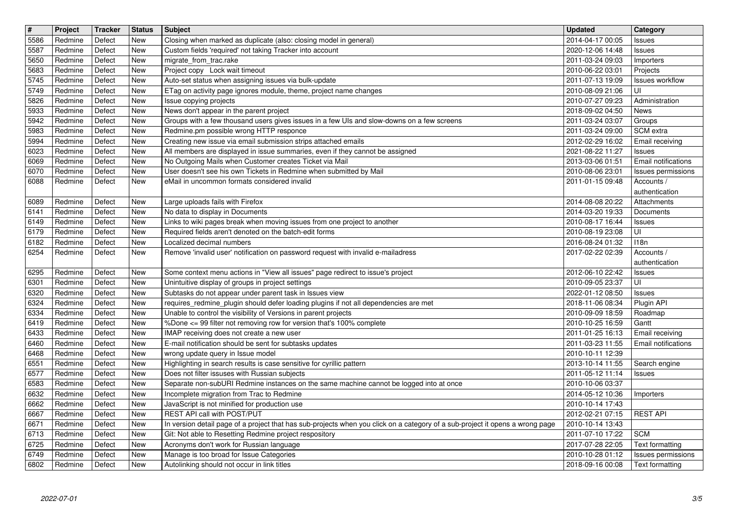| # | Project | Tracker | Status | Subject | Updated | Category |
|---|---|---|---|---|---|---|
| 5586 | Redmine | Defect | New | Closing when marked as duplicate (also: closing model in general) | 2014-04-17 00:05 | Issues |
| 5587 | Redmine | Defect | New | Custom fields 'required' not taking Tracker into account | 2020-12-06 14:48 | Issues |
| 5650 | Redmine | Defect | New | migrate_from_trac.rake | 2011-03-24 09:03 | Importers |
| 5683 | Redmine | Defect | New | Project copy Lock wait timeout | 2010-06-22 03:01 | Projects |
| 5745 | Redmine | Defect | New | Auto-set status when assigning issues via bulk-update | 2011-07-13 19:09 | Issues workflow |
| 5749 | Redmine | Defect | New | ETag on activity page ignores module, theme, project name changes | 2010-08-09 21:06 | UI |
| 5826 | Redmine | Defect | New | Issue copying projects | 2010-07-27 09:23 | Administration |
| 5933 | Redmine | Defect | New | News don't appear in the parent project | 2018-09-02 04:50 | News |
| 5942 | Redmine | Defect | New | Groups with a few thousand users gives issues in a few UIs and slow-downs on a few screens | 2011-03-24 03:07 | Groups |
| 5983 | Redmine | Defect | New | Redmine.pm possible wrong HTTP responce | 2011-03-24 09:00 | SCM extra |
| 5994 | Redmine | Defect | New | Creating new issue via email submission strips attached emails | 2012-02-29 16:02 | Email receiving |
| 6023 | Redmine | Defect | New | All members are displayed in issue summaries, even if they cannot be assigned | 2021-08-22 11:27 | Issues |
| 6069 | Redmine | Defect | New | No Outgoing Mails when Customer creates Ticket via Mail | 2013-03-06 01:51 | Email notifications |
| 6070 | Redmine | Defect | New | User doesn't see his own Tickets in Redmine when submitted by Mail | 2010-08-06 23:01 | Issues permissions |
| 6088 | Redmine | Defect | New | eMail in uncommon formats considered invalid | 2011-01-15 09:48 | Accounts / authentication |
| 6089 | Redmine | Defect | New | Large uploads fails with Firefox | 2014-08-08 20:22 | Attachments |
| 6141 | Redmine | Defect | New | No data to display in Documents | 2014-03-20 19:33 | Documents |
| 6149 | Redmine | Defect | New | Links to wiki pages break when moving issues from one project to another | 2010-08-17 16:44 | Issues |
| 6179 | Redmine | Defect | New | Required fields aren't denoted on the batch-edit forms | 2010-08-19 23:08 | UI |
| 6182 | Redmine | Defect | New | Localized decimal numbers | 2016-08-24 01:32 | I18n |
| 6254 | Redmine | Defect | New | Remove 'invalid user' notification on password request with invalid e-mailadress | 2017-02-22 02:39 | Accounts / authentication |
| 6295 | Redmine | Defect | New | Some context menu actions in "View all issues" page redirect to issue's project | 2012-06-10 22:42 | Issues |
| 6301 | Redmine | Defect | New | Unintuitive display of groups in project settings | 2010-09-05 23:37 | UI |
| 6320 | Redmine | Defect | New | Subtasks do not appear under parent task in Issues view | 2022-01-12 08:50 | Issues |
| 6324 | Redmine | Defect | New | requires_redmine_plugin should defer loading plugins if not all dependencies are met | 2018-11-06 08:34 | Plugin API |
| 6334 | Redmine | Defect | New | Unable to control the visibility of Versions in parent projects | 2010-09-09 18:59 | Roadmap |
| 6419 | Redmine | Defect | New | %Done <= 99 filter not removing row for version that's 100% complete | 2010-10-25 16:59 | Gantt |
| 6433 | Redmine | Defect | New | IMAP receiving does not create a new user | 2011-01-25 16:13 | Email receiving |
| 6460 | Redmine | Defect | New | E-mail notification should be sent for subtasks updates | 2011-03-23 11:55 | Email notifications |
| 6468 | Redmine | Defect | New | wrong update query in Issue model | 2010-10-11 12:39 | |
| 6551 | Redmine | Defect | New | Highlighting in search results is case sensitive for cyrillic pattern | 2013-10-14 11:55 | Search engine |
| 6577 | Redmine | Defect | New | Does not filter issuses with Russian subjects | 2011-05-12 11:14 | Issues |
| 6583 | Redmine | Defect | New | Separate non-subURI Redmine instances on the same machine cannot be logged into at once | 2010-10-06 03:37 | |
| 6632 | Redmine | Defect | New | Incomplete migration from Trac to Redmine | 2014-05-12 10:36 | Importers |
| 6662 | Redmine | Defect | New | JavaScript is not minified for production use | 2010-10-14 17:43 | |
| 6667 | Redmine | Defect | New | REST API call with POST/PUT | 2012-02-21 07:15 | REST API |
| 6671 | Redmine | Defect | New | In version detail page of a project that has sub-projects when you click on a category of a sub-project it opens a wrong page | 2010-10-14 13:43 | |
| 6713 | Redmine | Defect | New | Git: Not able to Resetting Redmine project respository | 2011-07-10 17:22 | SCM |
| 6725 | Redmine | Defect | New | Acronyms don't work for Russian language | 2017-07-28 22:05 | Text formatting |
| 6749 | Redmine | Defect | New | Manage is too broad for Issue Categories | 2010-10-28 01:12 | Issues permissions |
| 6802 | Redmine | Defect | New | Autolinking should not occur in link titles | 2018-09-16 00:08 | Text formatting |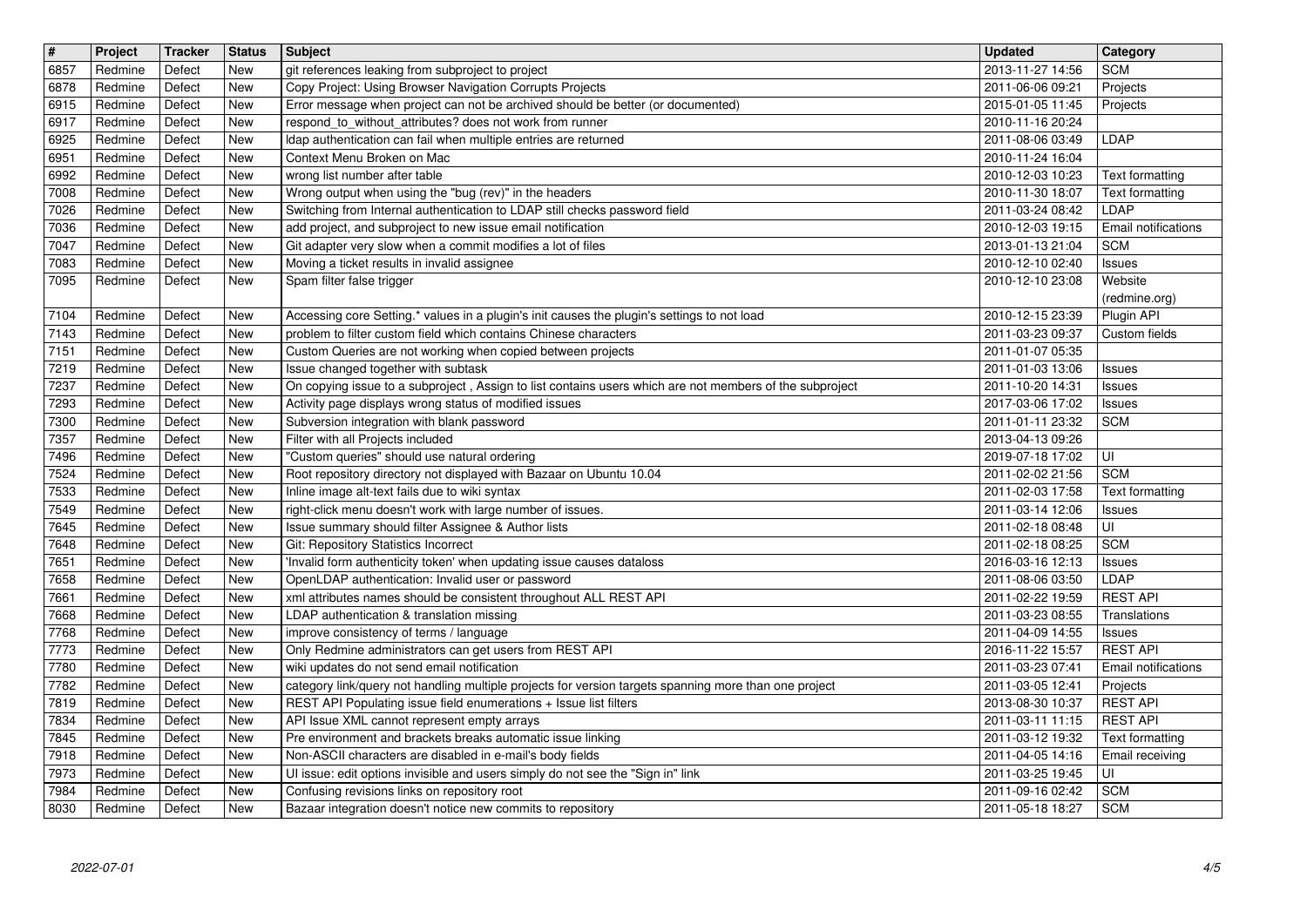| # | Project | Tracker | Status | Subject | Updated | Category |
|---|---|---|---|---|---|---|
| 6857 | Redmine | Defect | New | git references leaking from subproject to project | 2013-11-27 14:56 | SCM |
| 6878 | Redmine | Defect | New | Copy Project: Using Browser Navigation Corrupts Projects | 2011-06-06 09:21 | Projects |
| 6915 | Redmine | Defect | New | Error message when project can not be archived should be better (or documented) | 2015-01-05 11:45 | Projects |
| 6917 | Redmine | Defect | New | respond_to_without_attributes? does not work from runner | 2010-11-16 20:24 | |
| 6925 | Redmine | Defect | New | ldap authentication can fail when multiple entries are returned | 2011-08-06 03:49 | LDAP |
| 6951 | Redmine | Defect | New | Context Menu Broken on Mac | 2010-11-24 16:04 | |
| 6992 | Redmine | Defect | New | wrong list number after table | 2010-12-03 10:23 | Text formatting |
| 7008 | Redmine | Defect | New | Wrong output when using the "bug (rev)" in the headers | 2010-11-30 18:07 | Text formatting |
| 7026 | Redmine | Defect | New | Switching from Internal authentication to LDAP still checks password field | 2011-03-24 08:42 | LDAP |
| 7036 | Redmine | Defect | New | add project, and subproject to new issue email notification | 2010-12-03 19:15 | Email notifications |
| 7047 | Redmine | Defect | New | Git adapter very slow when a commit modifies a lot of files | 2013-01-13 21:04 | SCM |
| 7083 | Redmine | Defect | New | Moving a ticket results in invalid assignee | 2010-12-10 02:40 | Issues |
| 7095 | Redmine | Defect | New | Spam filter false trigger | 2010-12-10 23:08 | Website (redmine.org) |
| 7104 | Redmine | Defect | New | Accessing core Setting.* values in a plugin's init causes the plugin's settings to not load | 2010-12-15 23:39 | Plugin API |
| 7143 | Redmine | Defect | New | problem to filter custom field which contains Chinese characters | 2011-03-23 09:37 | Custom fields |
| 7151 | Redmine | Defect | New | Custom Queries are not working when copied between projects | 2011-01-07 05:35 | |
| 7219 | Redmine | Defect | New | Issue changed together with subtask | 2011-01-03 13:06 | Issues |
| 7237 | Redmine | Defect | New | On copying issue to a subproject , Assign to list contains users which are not members of the subproject | 2011-10-20 14:31 | Issues |
| 7293 | Redmine | Defect | New | Activity page displays wrong status of modified issues | 2017-03-06 17:02 | Issues |
| 7300 | Redmine | Defect | New | Subversion integration with blank password | 2011-01-11 23:32 | SCM |
| 7357 | Redmine | Defect | New | Filter with all Projects included | 2013-04-13 09:26 | |
| 7496 | Redmine | Defect | New | "Custom queries" should use natural ordering | 2019-07-18 17:02 | UI |
| 7524 | Redmine | Defect | New | Root repository directory not displayed with Bazaar on Ubuntu 10.04 | 2011-02-02 21:56 | SCM |
| 7533 | Redmine | Defect | New | Inline image alt-text fails due to wiki syntax | 2011-02-03 17:58 | Text formatting |
| 7549 | Redmine | Defect | New | right-click menu doesn't work with large number of issues. | 2011-03-14 12:06 | Issues |
| 7645 | Redmine | Defect | New | Issue summary should filter Assignee & Author lists | 2011-02-18 08:48 | UI |
| 7648 | Redmine | Defect | New | Git: Repository Statistics Incorrect | 2011-02-18 08:25 | SCM |
| 7651 | Redmine | Defect | New | 'Invalid form authenticity token' when updating issue causes dataloss | 2016-03-16 12:13 | Issues |
| 7658 | Redmine | Defect | New | OpenLDAP authentication: Invalid user or password | 2011-08-06 03:50 | LDAP |
| 7661 | Redmine | Defect | New | xml attributes names should be consistent throughout ALL REST API | 2011-02-22 19:59 | REST API |
| 7668 | Redmine | Defect | New | LDAP authentication & translation missing | 2011-03-23 08:55 | Translations |
| 7768 | Redmine | Defect | New | improve consistency of terms / language | 2011-04-09 14:55 | Issues |
| 7773 | Redmine | Defect | New | Only Redmine administrators can get users from REST API | 2016-11-22 15:57 | REST API |
| 7780 | Redmine | Defect | New | wiki updates do not send email notification | 2011-03-23 07:41 | Email notifications |
| 7782 | Redmine | Defect | New | category link/query not handling multiple projects for version targets spanning more than one project | 2011-03-05 12:41 | Projects |
| 7819 | Redmine | Defect | New | REST API Populating issue field enumerations + Issue list filters | 2013-08-30 10:37 | REST API |
| 7834 | Redmine | Defect | New | API Issue XML cannot represent empty arrays | 2011-03-11 11:15 | REST API |
| 7845 | Redmine | Defect | New | Pre environment and brackets breaks automatic issue linking | 2011-03-12 19:32 | Text formatting |
| 7918 | Redmine | Defect | New | Non-ASCII characters are disabled in e-mail's body fields | 2011-04-05 14:16 | Email receiving |
| 7973 | Redmine | Defect | New | UI issue: edit options invisible and users simply do not see the "Sign in" link | 2011-03-25 19:45 | UI |
| 7984 | Redmine | Defect | New | Confusing revisions links on repository root | 2011-09-16 02:42 | SCM |
| 8030 | Redmine | Defect | New | Bazaar integration doesn't notice new commits to repository | 2011-05-18 18:27 | SCM |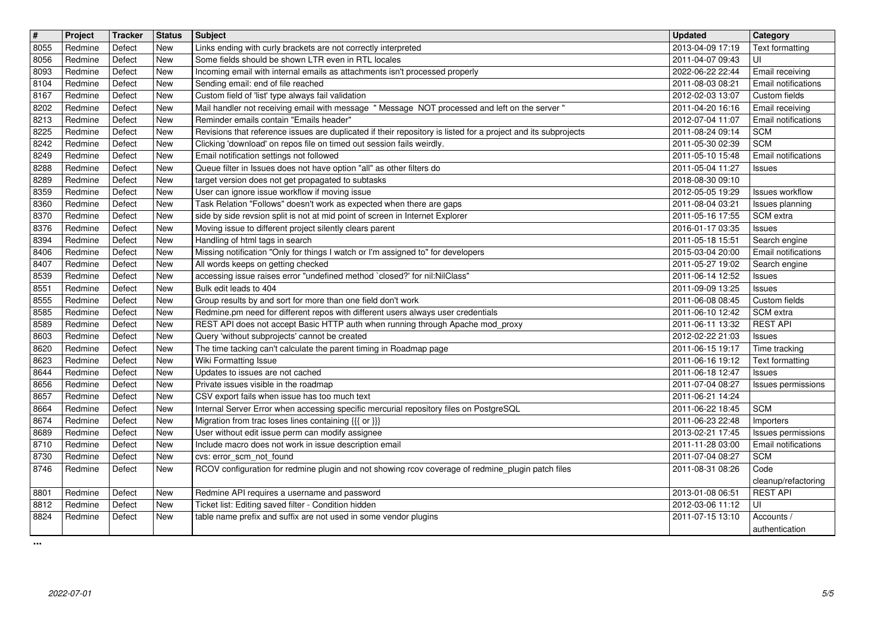| # | Project | Tracker | Status | Subject | Updated | Category |
|---|---|---|---|---|---|---|
| 8055 | Redmine | Defect | New | Links ending with curly brackets are not correctly interpreted | 2013-04-09 17:19 | Text formatting |
| 8056 | Redmine | Defect | New | Some fields should be shown LTR even in RTL locales | 2011-04-07 09:43 | UI |
| 8093 | Redmine | Defect | New | Incoming email with internal emails as attachments isn't processed properly | 2022-06-22 22:44 | Email receiving |
| 8104 | Redmine | Defect | New | Sending email: end of file reached | 2011-08-03 08:21 | Email notifications |
| 8167 | Redmine | Defect | New | Custom field of 'list' type always fail validation | 2012-02-03 13:07 | Custom fields |
| 8202 | Redmine | Defect | New | Mail handler not receiving email with message " Message NOT processed and left on the server " | 2011-04-20 16:16 | Email receiving |
| 8213 | Redmine | Defect | New | Reminder emails contain "Emails header" | 2012-07-04 11:07 | Email notifications |
| 8225 | Redmine | Defect | New | Revisions that reference issues are duplicated if their repository is listed for a project and its subprojects | 2011-08-24 09:14 | SCM |
| 8242 | Redmine | Defect | New | Clicking 'download' on repos file on timed out session fails weirdly. | 2011-05-30 02:39 | SCM |
| 8249 | Redmine | Defect | New | Email notification settings not followed | 2011-05-10 15:48 | Email notifications |
| 8288 | Redmine | Defect | New | Queue filter in Issues does not have option "all" as other filters do | 2011-05-04 11:27 | Issues |
| 8289 | Redmine | Defect | New | target version does not get propagated to subtasks | 2018-08-30 09:10 | |
| 8359 | Redmine | Defect | New | User can ignore issue workflow if moving issue | 2012-05-05 19:29 | Issues workflow |
| 8360 | Redmine | Defect | New | Task Relation "Follows" doesn't work as expected when there are gaps | 2011-08-04 03:21 | Issues planning |
| 8370 | Redmine | Defect | New | side by side revsion split is not at mid point of screen in Internet Explorer | 2011-05-16 17:55 | SCM extra |
| 8376 | Redmine | Defect | New | Moving issue to different project silently clears parent | 2016-01-17 03:35 | Issues |
| 8394 | Redmine | Defect | New | Handling of html tags in search | 2011-05-18 15:51 | Search engine |
| 8406 | Redmine | Defect | New | Missing notification "Only for things I watch or I'm assigned to" for developers | 2015-03-04 20:00 | Email notifications |
| 8407 | Redmine | Defect | New | All words keeps on getting checked | 2011-05-27 19:02 | Search engine |
| 8539 | Redmine | Defect | New | accessing issue raises error "undefined method `closed?' for nil:NilClass" | 2011-06-14 12:52 | Issues |
| 8551 | Redmine | Defect | New | Bulk edit leads to 404 | 2011-09-09 13:25 | Issues |
| 8555 | Redmine | Defect | New | Group results by and sort for more than one field don't work | 2011-06-08 08:45 | Custom fields |
| 8585 | Redmine | Defect | New | Redmine.pm need for different repos with different users always user credentials | 2011-06-10 12:42 | SCM extra |
| 8589 | Redmine | Defect | New | REST API does not accept Basic HTTP auth when running through Apache mod_proxy | 2011-06-11 13:32 | REST API |
| 8603 | Redmine | Defect | New | Query 'without subprojects' cannot be created | 2012-02-22 21:03 | Issues |
| 8620 | Redmine | Defect | New | The time tacking can't calculate the parent timing in Roadmap page | 2011-06-15 19:17 | Time tracking |
| 8623 | Redmine | Defect | New | Wiki Formatting Issue | 2011-06-16 19:12 | Text formatting |
| 8644 | Redmine | Defect | New | Updates to issues are not cached | 2011-06-18 12:47 | Issues |
| 8656 | Redmine | Defect | New | Private issues visible in the roadmap | 2011-07-04 08:27 | Issues permissions |
| 8657 | Redmine | Defect | New | CSV export fails when issue has too much text | 2011-06-21 14:24 | |
| 8664 | Redmine | Defect | New | Internal Server Error when accessing specific mercurial repository files on PostgreSQL | 2011-06-22 18:45 | SCM |
| 8674 | Redmine | Defect | New | Migration from trac loses lines containing {{{ or }}} | 2011-06-23 22:48 | Importers |
| 8689 | Redmine | Defect | New | User without edit issue perm can modify assignee | 2013-02-21 17:45 | Issues permissions |
| 8710 | Redmine | Defect | New | Include macro does not work in issue description email | 2011-11-28 03:00 | Email notifications |
| 8730 | Redmine | Defect | New | cvs: error_scm_not_found | 2011-07-04 08:27 | SCM |
| 8746 | Redmine | Defect | New | RCOV configuration for redmine plugin and not showing rcov coverage of redmine_plugin patch files | 2011-08-31 08:26 | Code cleanup/refactoring |
| 8801 | Redmine | Defect | New | Redmine API requires a username and password | 2013-01-08 06:51 | REST API |
| 8812 | Redmine | Defect | New | Ticket list: Editing saved filter - Condition hidden | 2012-03-06 11:12 | UI |
| 8824 | Redmine | Defect | New | table name prefix and suffix are not used in some vendor plugins | 2011-07-15 13:10 | Accounts / authentication |

...